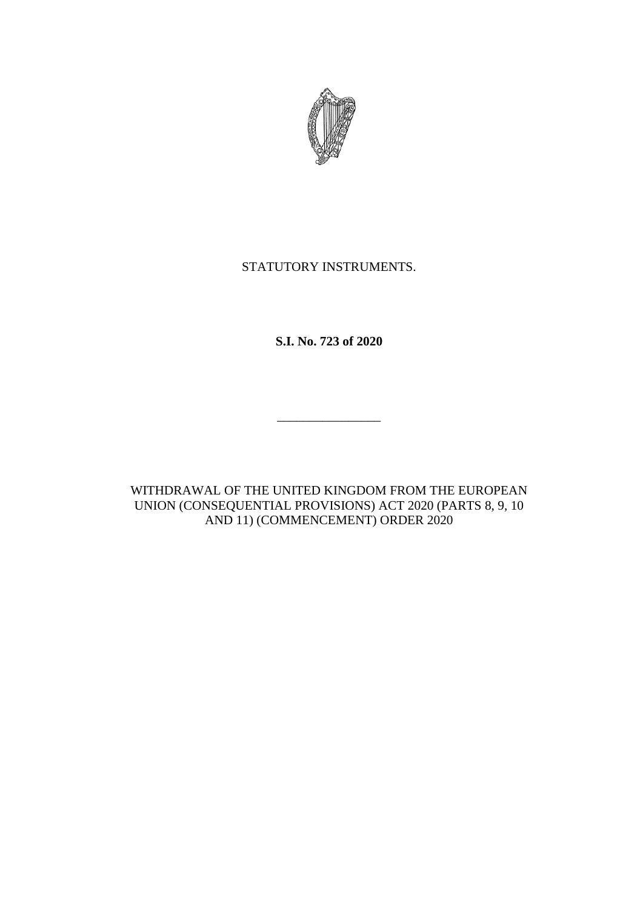STATUTORY INSTRUMENTS.

**S.I. No. 723 of 2020**

________________

WITHDRAWAL OF THE UNITED KINGDOM FROM THE EUROPEAN UNION (CONSEQUENTIAL PROVISIONS) ACT 2020 (PARTS 8, 9, 10 AND 11) (COMMENCEMENT) ORDER 2020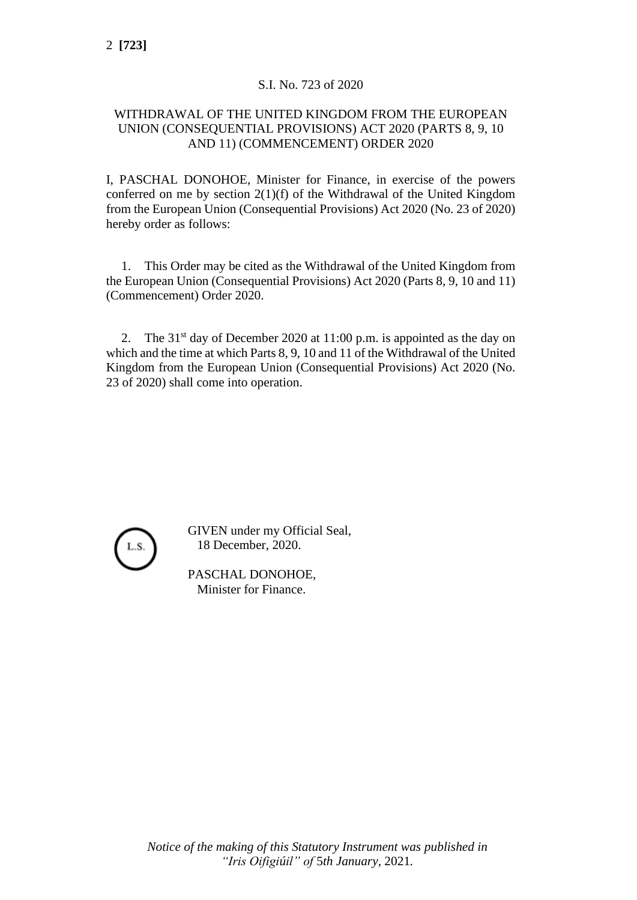S.I. No. 723 of 2020

## WITHDRAWAL OF THE UNITED KINGDOM FROM THE EUROPEAN UNION (CONSEQUENTIAL PROVISIONS) ACT 2020 (PARTS 8, 9, 10 AND 11) (COMMENCEMENT) ORDER 2020

I, PASCHAL DONOHOE, Minister for Finance, in exercise of the powers conferred on me by section 2(1)(f) of the Withdrawal of the United Kingdom from the European Union (Consequential Provisions) Act 2020 (No. 23 of 2020) hereby order as follows:

1. This Order may be cited as the Withdrawal of the United Kingdom from the European Union (Consequential Provisions) Act 2020 (Parts 8, 9, 10 and 11) (Commencement) Order 2020.

2. The 31st day of December 2020 at 11:00 p.m. is appointed as the day on which and the time at which Parts 8, 9, 10 and 11 of the Withdrawal of the United Kingdom from the European Union (Consequential Provisions) Act 2020 (No. 23 of 2020) shall come into operation.

L.S.

GIVEN under my Official Seal,
18 December, 2020.

PASCHAL DONOHOE,
Minister for Finance.

*Notice of the making of this Statutory Instrument was published in "Iris Oifigiúil" of 5th January, 2021.*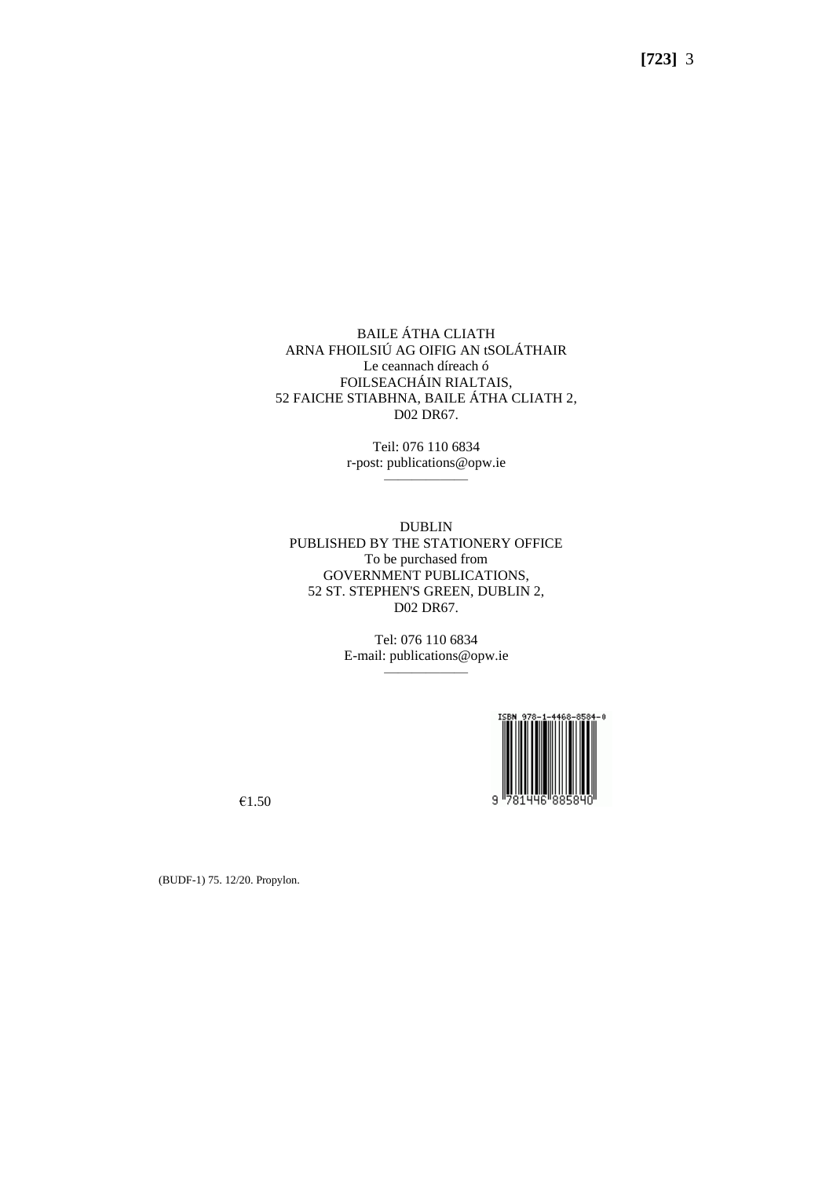BAILE ÁTHA CLIATH
ARNA FHOILSIÚ AG OIFIG AN tSOLÁTHAIR
Le ceannach díreach ó
FOILSEACHÁIN RIALTAIS,
52 FAICHE STIABHNA, BAILE ÁTHA CLIATH 2,
D02 DR67.

Teil: 076 110 6834
r-post: publications@opw.ie

---

DUBLIN
PUBLISHED BY THE STATIONERY OFFICE
To be purchased from
GOVERNMENT PUBLICATIONS,
52 ST. STEPHEN'S GREEN, DUBLIN 2,
D02 DR67.

Tel: 076 110 6834
E-mail: publications@opw.ie

---

ISBN 978-1-4468-8584-0

9 781446 885840

€1.50

(BUDF-1) 75. 12/20. Propylon.